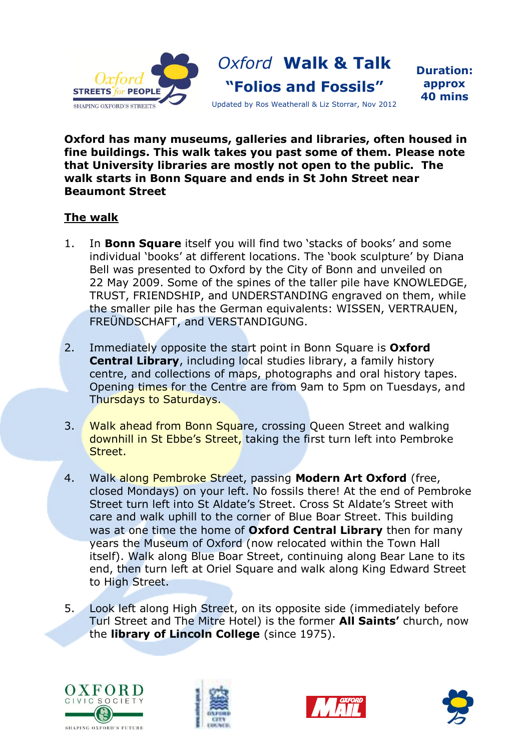Oxford STREETS for PEOPLE
SHAPING OXFORD'S STREETS

# Oxford **Walk & Talk**

## "Folios and Fossils"

Updated by Ros Weatherall & Liz Storrar, Nov 2012

**Duration: approx 40 mins**

**Oxford has many museums, galleries and libraries, often housed in fine buildings. This walk takes you past some of them. Please note that University libraries are mostly not open to the public. The walk starts in Bonn Square and ends in St John Street near Beaumont Street**

## The walk

1. In **Bonn Square** itself you will find two 'stacks of books' and some individual 'books' at different locations. The 'book sculpture' by Diana Bell was presented to Oxford by the City of Bonn and unveiled on 22 May 2009. Some of the spines of the taller pile have KNOWLEDGE, TRUST, FRIENDSHIP, and UNDERSTANDING engraved on them, while the smaller pile has the German equivalents: WISSEN, VERTRAUEN, FREÜNDSCHAFT, and VERSTANDIGUNG.

2. Immediately opposite the start point in Bonn Square is **Oxford Central Library**, including local studies library, a family history centre, and collections of maps, photographs and oral history tapes. Opening times for the Centre are from 9am to 5pm on Tuesdays, and Thursdays to Saturdays.

3. Walk ahead from Bonn Square, crossing Queen Street and walking downhill in St Ebbe's Street, taking the first turn left into Pembroke Street.

4. Walk along Pembroke Street, passing **Modern Art Oxford** (free, closed Mondays) on your left. No fossils there! At the end of Pembroke Street turn left into St Aldate's Street. Cross St Aldate's Street with care and walk uphill to the corner of Blue Boar Street. This building was at one time the home of **Oxford Central Library** then for many years the Museum of Oxford (now relocated within the Town Hall itself). Walk along Blue Boar Street, continuing along Bear Lane to its end, then turn left at Oriel Square and walk along King Edward Street to High Street.

5. Look left along High Street, on its opposite side (immediately before Turl Street and The Mitre Hotel) is the former **All Saints'** church, now the **library of Lincoln College** (since 1975).

OXFORD CIVIC SOCIETY
SHAPING OXFORD'S FUTURE

OXFORD CITY COUNCIL

OXFORD MAIL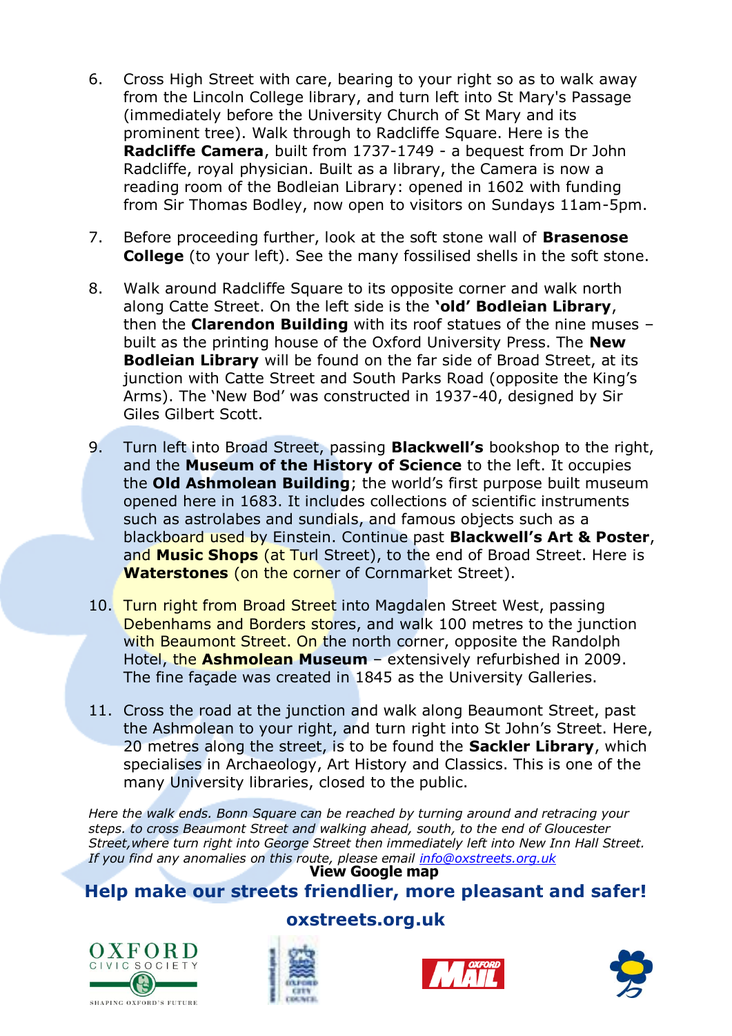6. Cross High Street with care, bearing to your right so as to walk away from the Lincoln College library, and turn left into St Mary's Passage (immediately before the University Church of St Mary and its prominent tree). Walk through to Radcliffe Square. Here is the **Radcliffe Camera**, built from 1737-1749 - a bequest from Dr John Radcliffe, royal physician. Built as a library, the Camera is now a reading room of the Bodleian Library: opened in 1602 with funding from Sir Thomas Bodley, now open to visitors on Sundays 11am-5pm.

7. Before proceeding further, look at the soft stone wall of **Brasenose College** (to your left). See the many fossilised shells in the soft stone.

8. Walk around Radcliffe Square to its opposite corner and walk north along Catte Street. On the left side is the **'old' Bodleian Library**, then the **Clarendon Building** with its roof statues of the nine muses – built as the printing house of the Oxford University Press. The **New Bodleian Library** will be found on the far side of Broad Street, at its junction with Catte Street and South Parks Road (opposite the King's Arms). The 'New Bod' was constructed in 1937-40, designed by Sir Giles Gilbert Scott.

9. Turn left into Broad Street, passing **Blackwell's** bookshop to the right, and the **Museum of the History of Science** to the left. It occupies the **Old Ashmolean Building**; the world's first purpose built museum opened here in 1683. It includes collections of scientific instruments such as astrolabes and sundials, and famous objects such as a blackboard used by Einstein. Continue past **Blackwell's Art & Poster**, and **Music Shops** (at Turl Street), to the end of Broad Street. Here is **Waterstones** (on the corner of Cornmarket Street).

10. Turn right from Broad Street into Magdalen Street West, passing Debenhams and Borders stores, and walk 100 metres to the junction with Beaumont Street. On the north corner, opposite the Randolph Hotel, the **Ashmolean Museum** – extensively refurbished in 2009. The fine façade was created in 1845 as the University Galleries.

11. Cross the road at the junction and walk along Beaumont Street, past the Ashmolean to your right, and turn right into St John's Street. Here, 20 metres along the street, is to be found the **Sackler Library**, which specialises in Archaeology, Art History and Classics. This is one of the many University libraries, closed to the public.

*Here the walk ends. Bonn Square can be reached by turning around and retracing your steps. to cross Beaumont Street and walking ahead, south, to the end of Gloucester Street,where turn right into George Street then immediately left into New Inn Hall Street. If you find any anomalies on this route, please email info@oxstreets.org.uk*

**View Google map**

## Help make our streets friendlier, more pleasant and safer!

**oxstreets.org.uk**

OXFORD CIVIC SOCIETY
SHAPING OXFORD'S FUTURE

OXFORD CITY COUNCIL

OXFORD MAIL